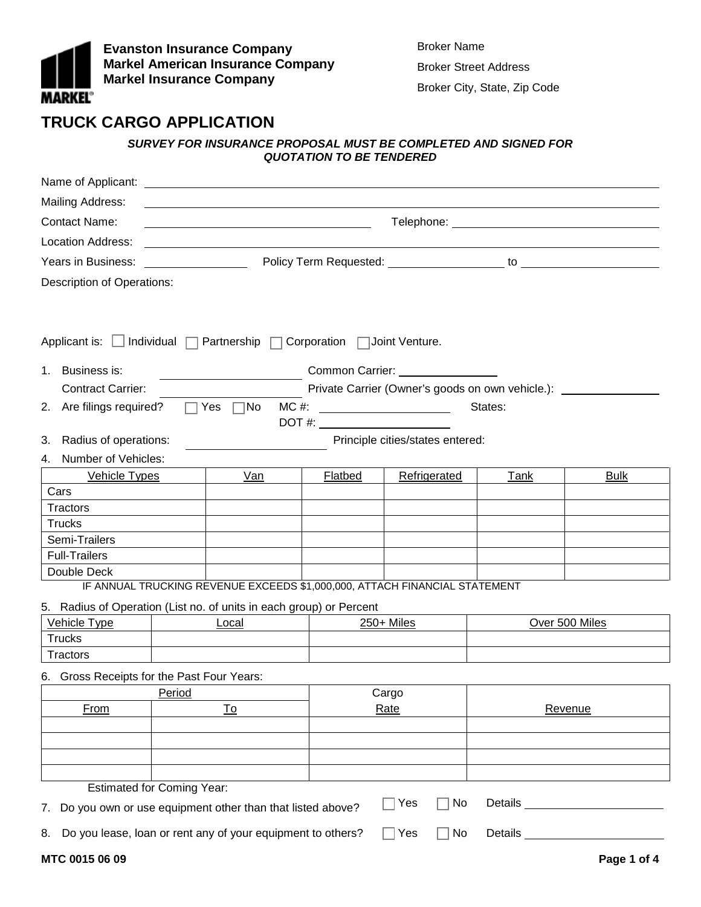**Evanston Insurance Company**
**Markel American Insurance Company**
**Markel Insurance Company**

Broker Name
Broker Street Address
Broker City, State, Zip Code

# TRUCK CARGO APPLICATION

***SURVEY FOR INSURANCE PROPOSAL MUST BE COMPLETED AND SIGNED FOR QUOTATION TO BE TENDERED***

Name of Applicant: ____________________

Mailing Address: ____________________

Contact Name: ____________________ Telephone: ____________________

Location Address: ____________________

Years in Business: __________ Policy Term Requested: __________ to __________

Description of Operations:

Applicant is: ☐ Individual ☐ Partnership ☐ Corporation ☐ Joint Venture.

1. Business is: __________ Common Carrier: __________
   Contract Carrier: __________ Private Carrier (Owner's goods on own vehicle.): __________
2. Are filings required? ☐ Yes ☐ No MC #: __________ States:
   DOT #: __________
3. Radius of operations: __________ Principle cities/states entered:
4. Number of Vehicles:

| Vehicle Types | Van | Flatbed | Refrigerated | Tank | Bulk |
|---|---|---|---|---|---|
| Cars | | | | | |
| Tractors | | | | | |
| Trucks | | | | | |
| Semi-Trailers | | | | | |
| Full-Trailers | | | | | |
| Double Deck | | | | | |

IF ANNUAL TRUCKING REVENUE EXCEEDS $1,000,000, ATTACH FINANCIAL STATEMENT

5. Radius of Operation (List no. of units in each group) or Percent

| Vehicle Type | Local | 250+ Miles | Over 500 Miles |
|---|---|---|---|
| Trucks | | | |
| Tractors | | | |

6. Gross Receipts for the Past Four Years:

| Period | | Cargo | |
|---|---|---|---|
| From | To | Rate | Revenue |
| | | | |
| | | | |
| | | | |
| | | | |

Estimated for Coming Year:

7. Do you own or use equipment other than that listed above? ☐ Yes ☐ No Details __________
8. Do you lease, loan or rent any of your equipment to others? ☐ Yes ☐ No Details __________

MTC 0015 06 09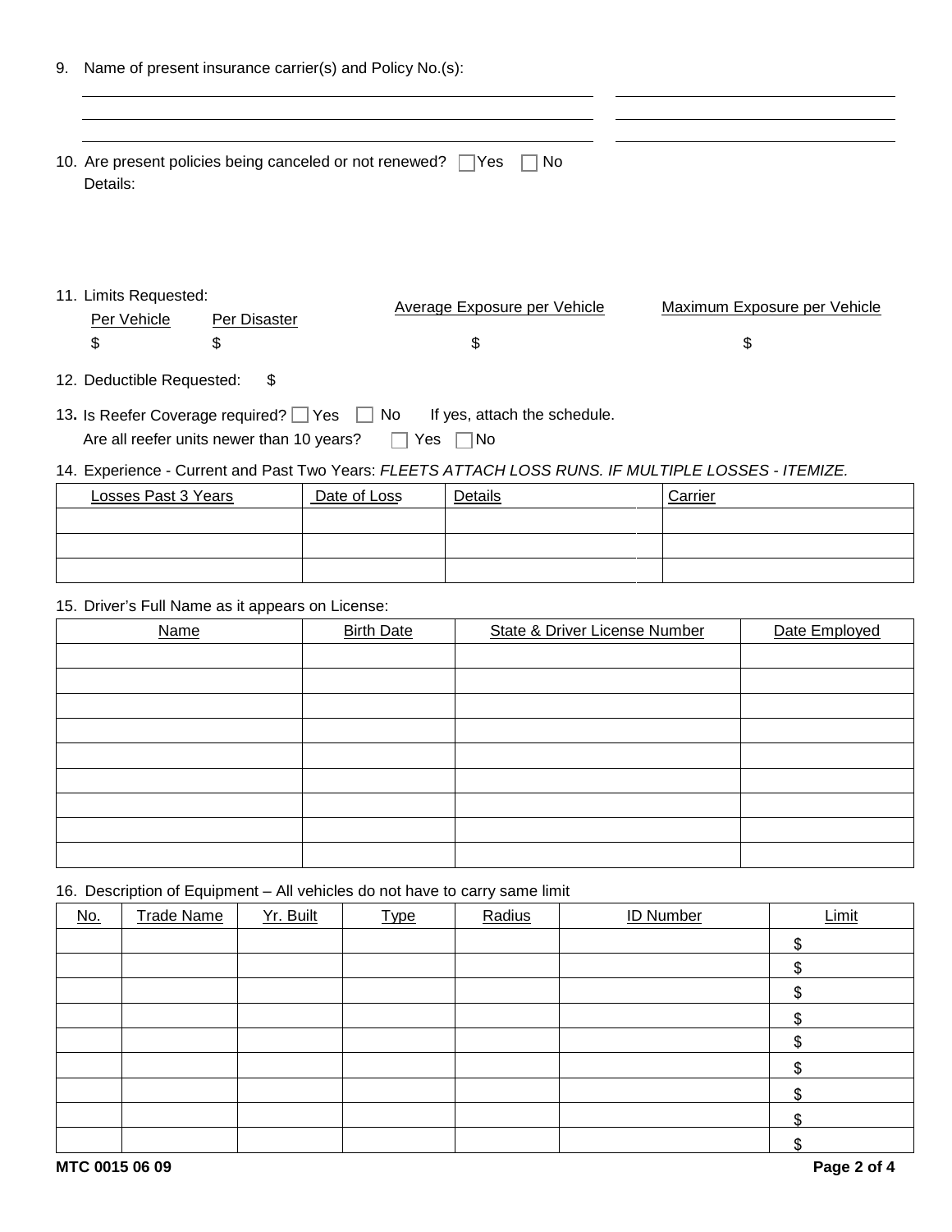9. Name of present insurance carrier(s) and Policy No.(s):

10. Are present policies being canceled or not renewed? ☐ Yes ☐ No
    Details:

11. Limits Requested:

| Per Vehicle | Per Disaster | Average Exposure per Vehicle | Maximum Exposure per Vehicle |
|---|---|---|---|
| $ | $ | $ | $ |

12. Deductible Requested: $

13. Is Reefer Coverage required? ☐ Yes ☐ No If yes, attach the schedule.
    Are all reefer units newer than 10 years? ☐ Yes ☐ No

14. Experience - Current and Past Two Years: *FLEETS ATTACH LOSS RUNS. IF MULTIPLE LOSSES - ITEMIZE.*

| Losses Past 3 Years | Date of Loss | Details | Carrier |
|---|---|---|---|
| | | | |
| | | | |
| | | | |

15. Driver's Full Name as it appears on License:

| Name | Birth Date | State & Driver License Number | Date Employed |
|---|---|---|---|
| | | | |
| | | | |
| | | | |
| | | | |
| | | | |
| | | | |
| | | | |
| | | | |
| | | | |

16. Description of Equipment – All vehicles do not have to carry same limit

| No. | Trade Name | Yr. Built | Type | Radius | ID Number | Limit |
|---|---|---|---|---|---|---|
| | | | | | | $ |
| | | | | | | $ |
| | | | | | | $ |
| | | | | | | $ |
| | | | | | | $ |
| | | | | | | $ |
| | | | | | | $ |
| | | | | | | $ |
| | | | | | | $ |

MTC 0015 06 09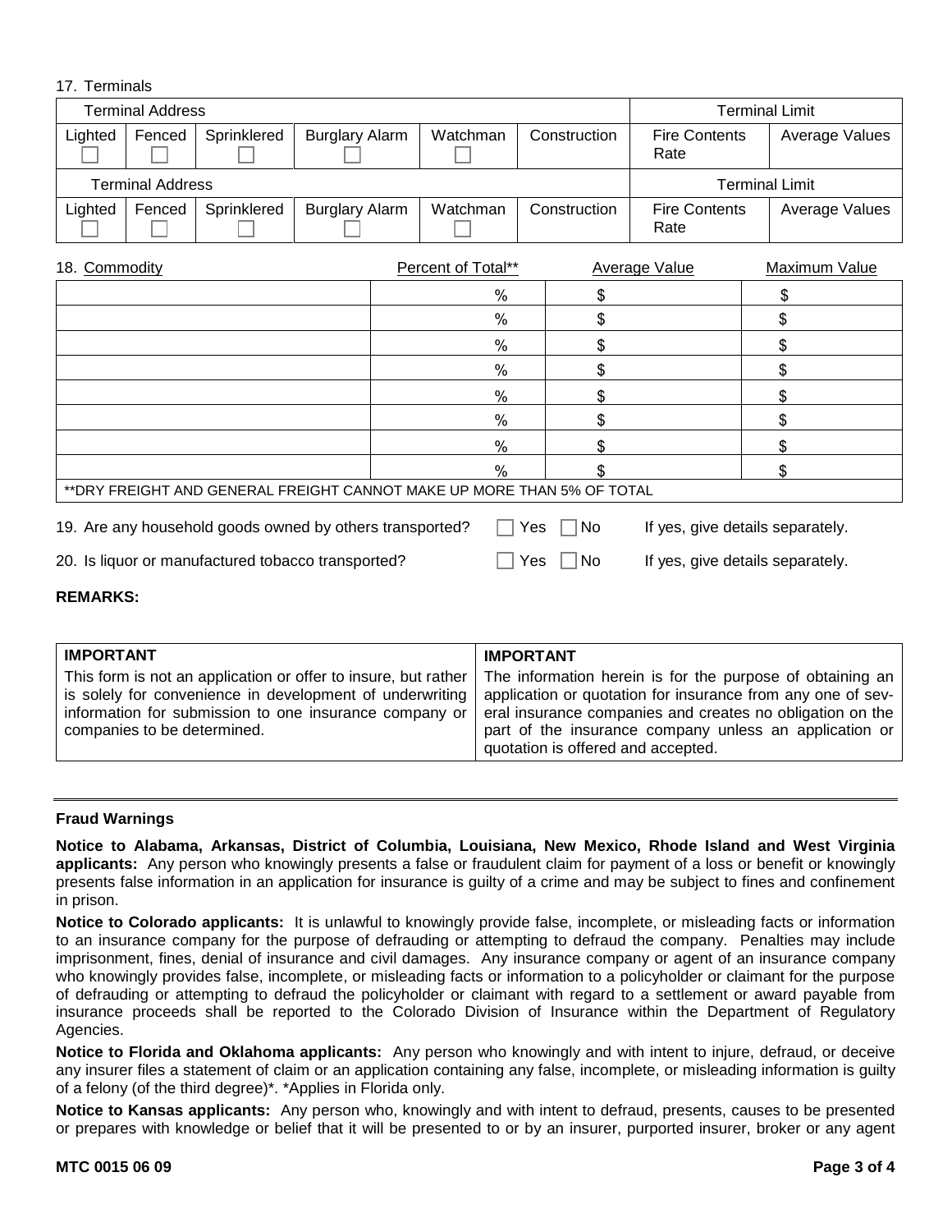17. Terminals

| Terminal Address | | | | | | Terminal Limit | |
|---|---|---|---|---|---|---|---|
| Lighted ☐ | Fenced ☐ | Sprinklered ☐ | Burglary Alarm ☐ | Watchman ☐ | Construction | Fire Contents Rate | Average Values |
| **Terminal Address** | | | | | | **Terminal Limit** | |
| Lighted ☐ | Fenced ☐ | Sprinklered ☐ | Burglary Alarm ☐ | Watchman ☐ | Construction | Fire Contents Rate | Average Values |

| 18. Commodity | Percent of Total** | Average Value | Maximum Value |
|---|---|---|---|
| | % | $ | $ |
| | % | $ | $ |
| | % | $ | $ |
| | % | $ | $ |
| | % | $ | $ |
| | % | $ | $ |
| | % | $ | $ |
| | % | $ | $ |
| **DRY FREIGHT AND GENERAL FREIGHT CANNOT MAKE UP MORE THAN 5% OF TOTAL | | | |

19. Are any household goods owned by others transported? ☐ Yes ☐ No If yes, give details separately.

20. Is liquor or manufactured tobacco transported? ☐ Yes ☐ No If yes, give details separately.

**REMARKS:**

| **IMPORTANT** | **IMPORTANT** |
|---|---|
| This form is not an application or offer to insure, but rather is solely for convenience in development of underwriting information for submission to one insurance company or companies to be determined. | The information herein is for the purpose of obtaining an application or quotation for insurance from any one of several insurance companies and creates no obligation on the part of the insurance company unless an application or quotation is offered and accepted. |

**Fraud Warnings**

**Notice to Alabama, Arkansas, District of Columbia, Louisiana, New Mexico, Rhode Island and West Virginia applicants:** Any person who knowingly presents a false or fraudulent claim for payment of a loss or benefit or knowingly presents false information in an application for insurance is guilty of a crime and may be subject to fines and confinement in prison.

**Notice to Colorado applicants:** It is unlawful to knowingly provide false, incomplete, or misleading facts or information to an insurance company for the purpose of defrauding or attempting to defraud the company. Penalties may include imprisonment, fines, denial of insurance and civil damages. Any insurance company or agent of an insurance company who knowingly provides false, incomplete, or misleading facts or information to a policyholder or claimant for the purpose of defrauding or attempting to defraud the policyholder or claimant with regard to a settlement or award payable from insurance proceeds shall be reported to the Colorado Division of Insurance within the Department of Regulatory Agencies.

**Notice to Florida and Oklahoma applicants:** Any person who knowingly and with intent to injure, defraud, or deceive any insurer files a statement of claim or an application containing any false, incomplete, or misleading information is guilty of a felony (of the third degree)*. *Applies in Florida only.

**Notice to Kansas applicants:** Any person who, knowingly and with intent to defraud, presents, causes to be presented or prepares with knowledge or belief that it will be presented to or by an insurer, purported insurer, broker or any agent

MTC 0015 06 09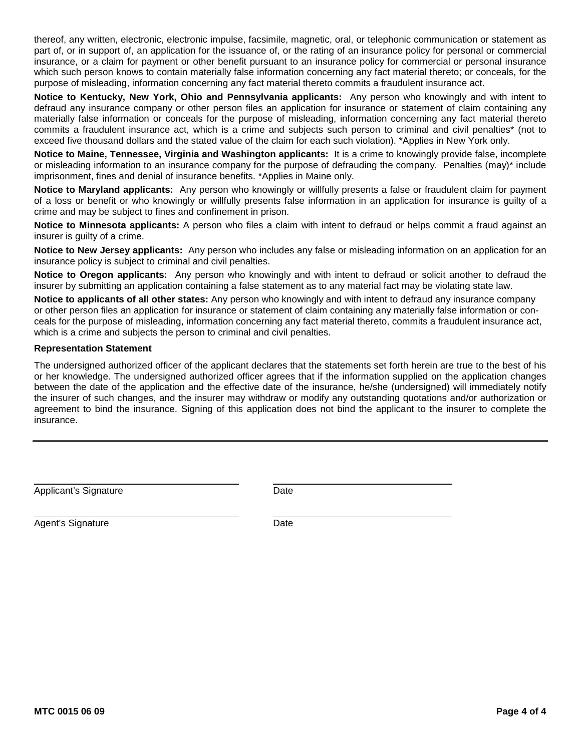thereof, any written, electronic, electronic impulse, facsimile, magnetic, oral, or telephonic communication or statement as part of, or in support of, an application for the issuance of, or the rating of an insurance policy for personal or commercial insurance, or a claim for payment or other benefit pursuant to an insurance policy for commercial or personal insurance which such person knows to contain materially false information concerning any fact material thereto; or conceals, for the purpose of misleading, information concerning any fact material thereto commits a fraudulent insurance act.

**Notice to Kentucky, New York, Ohio and Pennsylvania applicants:** Any person who knowingly and with intent to defraud any insurance company or other person files an application for insurance or statement of claim containing any materially false information or conceals for the purpose of misleading, information concerning any fact material thereto commits a fraudulent insurance act, which is a crime and subjects such person to criminal and civil penalties* (not to exceed five thousand dollars and the stated value of the claim for each such violation). *Applies in New York only.

**Notice to Maine, Tennessee, Virginia and Washington applicants:** It is a crime to knowingly provide false, incomplete or misleading information to an insurance company for the purpose of defrauding the company. Penalties (may)* include imprisonment, fines and denial of insurance benefits. *Applies in Maine only.

**Notice to Maryland applicants:** Any person who knowingly or willfully presents a false or fraudulent claim for payment of a loss or benefit or who knowingly or willfully presents false information in an application for insurance is guilty of a crime and may be subject to fines and confinement in prison.

**Notice to Minnesota applicants:** A person who files a claim with intent to defraud or helps commit a fraud against an insurer is guilty of a crime.

**Notice to New Jersey applicants:** Any person who includes any false or misleading information on an application for an insurance policy is subject to criminal and civil penalties.

**Notice to Oregon applicants:** Any person who knowingly and with intent to defraud or solicit another to defraud the insurer by submitting an application containing a false statement as to any material fact may be violating state law.

**Notice to applicants of all other states:** Any person who knowingly and with intent to defraud any insurance company or other person files an application for insurance or statement of claim containing any materially false information or conceals for the purpose of misleading, information concerning any fact material thereto, commits a fraudulent insurance act, which is a crime and subjects the person to criminal and civil penalties.

**Representation Statement**

The undersigned authorized officer of the applicant declares that the statements set forth herein are true to the best of his or her knowledge. The undersigned authorized officer agrees that if the information supplied on the application changes between the date of the application and the effective date of the insurance, he/she (undersigned) will immediately notify the insurer of such changes, and the insurer may withdraw or modify any outstanding quotations and/or authorization or agreement to bind the insurance. Signing of this application does not bind the applicant to the insurer to complete the insurance.

---

Applicant's Signature _______________ Date _______________

Agent's Signature _______________ Date _______________

MTC 0015 06 09